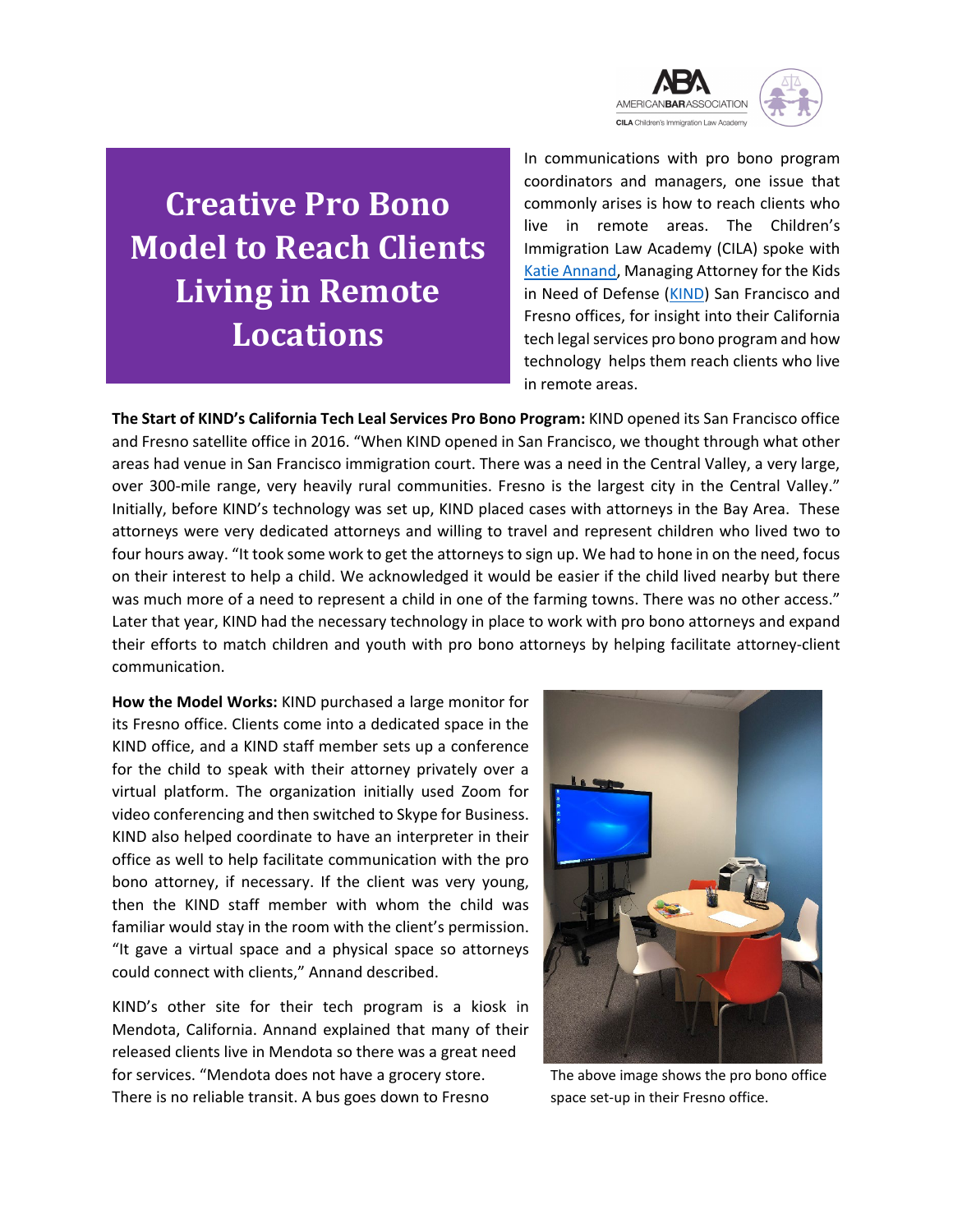# Creative Pro Bono Model to Reach Clients Living in Remote Locations

In communications with pro bono program coordinators and managers, one issue that commonly arises is how to reach clients who live in remote areas. The Children's Immigration Law Academy (CILA) spoke with Katie Annand, Managing Attorney for the Kids in Need of Defense (KIND) San Francisco and Fresno offices, for insight into their California tech legal services pro bono program and how technology helps them reach clients who live in remote areas.

**The Start of KIND's California Tech Leal Services Pro Bono Program:** KIND opened its San Francisco office and Fresno satellite office in 2016. "When KIND opened in San Francisco, we thought through what other areas had venue in San Francisco immigration court. There was a need in the Central Valley, a very large, over 300-mile range, very heavily rural communities. Fresno is the largest city in the Central Valley." Initially, before KIND's technology was set up, KIND placed cases with attorneys in the Bay Area. These attorneys were very dedicated attorneys and willing to travel and represent children who lived two to four hours away. "It took some work to get the attorneys to sign up. We had to hone in on the need, focus on their interest to help a child. We acknowledged it would be easier if the child lived nearby but there was much more of a need to represent a child in one of the farming towns. There was no other access." Later that year, KIND had the necessary technology in place to work with pro bono attorneys and expand their efforts to match children and youth with pro bono attorneys by helping facilitate attorney-client communication.

**How the Model Works:** KIND purchased a large monitor for its Fresno office. Clients come into a dedicated space in the KIND office, and a KIND staff member sets up a conference for the child to speak with their attorney privately over a virtual platform. The organization initially used Zoom for video conferencing and then switched to Skype for Business. KIND also helped coordinate to have an interpreter in their office as well to help facilitate communication with the pro bono attorney, if necessary. If the client was very young, then the KIND staff member with whom the child was familiar would stay in the room with the client's permission. "It gave a virtual space and a physical space so attorneys could connect with clients," Annand described.

The above image shows the pro bono office space set-up in their Fresno office.

KIND's other site for their tech program is a kiosk in Mendota, California. Annand explained that many of their released clients live in Mendota so there was a great need for services. "Mendota does not have a grocery store. There is no reliable transit. A bus goes down to Fresno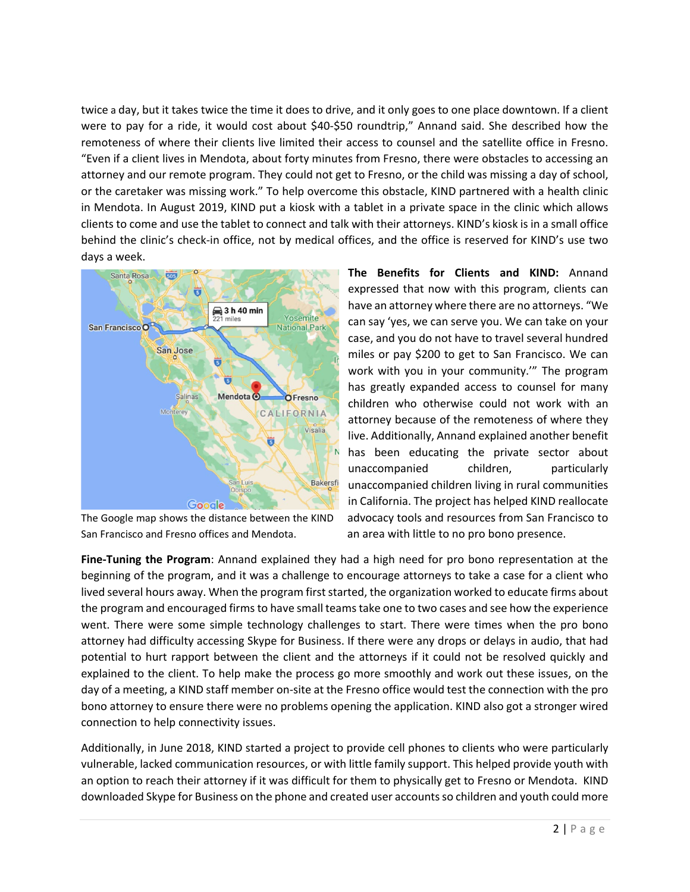twice a day, but it takes twice the time it does to drive, and it only goes to one place downtown. If a client were to pay for a ride, it would cost about $40-$50 roundtrip," Annand said. She described how the remoteness of where their clients live limited their access to counsel and the satellite office in Fresno. "Even if a client lives in Mendota, about forty minutes from Fresno, there were obstacles to accessing an attorney and our remote program. They could not get to Fresno, or the child was missing a day of school, or the caretaker was missing work." To help overcome this obstacle, KIND partnered with a health clinic in Mendota. In August 2019, KIND put a kiosk with a tablet in a private space in the clinic which allows clients to come and use the tablet to connect and talk with their attorneys. KIND's kiosk is in a small office behind the clinic's check-in office, not by medical offices, and the office is reserved for KIND's use two days a week.

The Google map shows the distance between the KIND San Francisco and Fresno offices and Mendota.

**The Benefits for Clients and KIND:** Annand expressed that now with this program, clients can have an attorney where there are no attorneys. "We can say 'yes, we can serve you. We can take on your case, and you do not have to travel several hundred miles or pay $200 to get to San Francisco. We can work with you in your community.'" The program has greatly expanded access to counsel for many children who otherwise could not work with an attorney because of the remoteness of where they live. Additionally, Annand explained another benefit has been educating the private sector about unaccompanied children, particularly unaccompanied children living in rural communities in California. The project has helped KIND reallocate advocacy tools and resources from San Francisco to an area with little to no pro bono presence.

**Fine-Tuning the Program**: Annand explained they had a high need for pro bono representation at the beginning of the program, and it was a challenge to encourage attorneys to take a case for a client who lived several hours away. When the program first started, the organization worked to educate firms about the program and encouraged firms to have small teams take one to two cases and see how the experience went. There were some simple technology challenges to start. There were times when the pro bono attorney had difficulty accessing Skype for Business. If there were any drops or delays in audio, that had potential to hurt rapport between the client and the attorneys if it could not be resolved quickly and explained to the client. To help make the process go more smoothly and work out these issues, on the day of a meeting, a KIND staff member on-site at the Fresno office would test the connection with the pro bono attorney to ensure there were no problems opening the application. KIND also got a stronger wired connection to help connectivity issues.

Additionally, in June 2018, KIND started a project to provide cell phones to clients who were particularly vulnerable, lacked communication resources, or with little family support. This helped provide youth with an option to reach their attorney if it was difficult for them to physically get to Fresno or Mendota. KIND downloaded Skype for Business on the phone and created user accounts so children and youth could more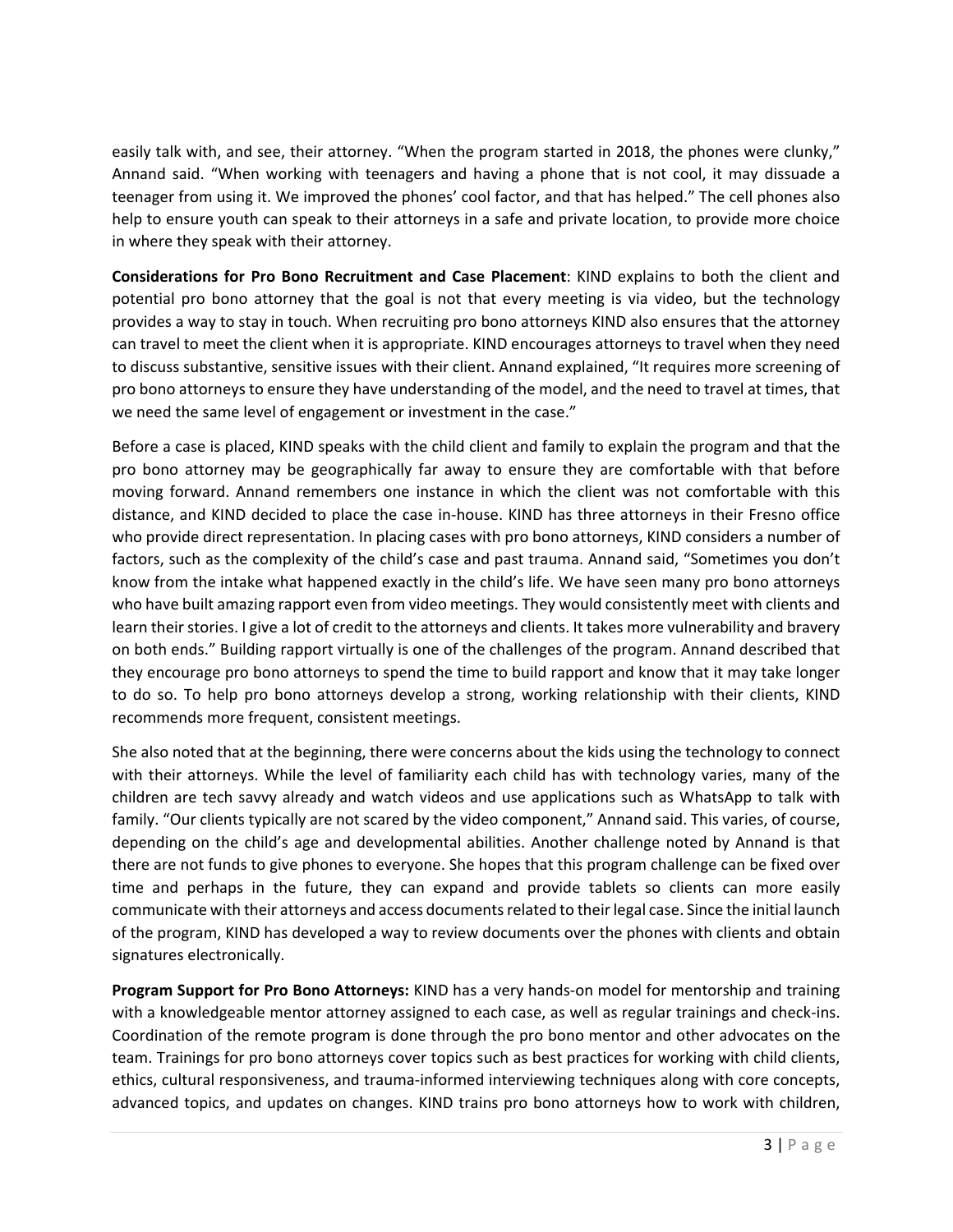easily talk with, and see, their attorney. "When the program started in 2018, the phones were clunky," Annand said. "When working with teenagers and having a phone that is not cool, it may dissuade a teenager from using it. We improved the phones' cool factor, and that has helped." The cell phones also help to ensure youth can speak to their attorneys in a safe and private location, to provide more choice in where they speak with their attorney.

**Considerations for Pro Bono Recruitment and Case Placement**: KIND explains to both the client and potential pro bono attorney that the goal is not that every meeting is via video, but the technology provides a way to stay in touch. When recruiting pro bono attorneys KIND also ensures that the attorney can travel to meet the client when it is appropriate. KIND encourages attorneys to travel when they need to discuss substantive, sensitive issues with their client. Annand explained, "It requires more screening of pro bono attorneys to ensure they have understanding of the model, and the need to travel at times, that we need the same level of engagement or investment in the case."

Before a case is placed, KIND speaks with the child client and family to explain the program and that the pro bono attorney may be geographically far away to ensure they are comfortable with that before moving forward. Annand remembers one instance in which the client was not comfortable with this distance, and KIND decided to place the case in-house. KIND has three attorneys in their Fresno office who provide direct representation. In placing cases with pro bono attorneys, KIND considers a number of factors, such as the complexity of the child's case and past trauma. Annand said, "Sometimes you don't know from the intake what happened exactly in the child's life. We have seen many pro bono attorneys who have built amazing rapport even from video meetings. They would consistently meet with clients and learn their stories. I give a lot of credit to the attorneys and clients. It takes more vulnerability and bravery on both ends." Building rapport virtually is one of the challenges of the program. Annand described that they encourage pro bono attorneys to spend the time to build rapport and know that it may take longer to do so. To help pro bono attorneys develop a strong, working relationship with their clients, KIND recommends more frequent, consistent meetings.

She also noted that at the beginning, there were concerns about the kids using the technology to connect with their attorneys. While the level of familiarity each child has with technology varies, many of the children are tech savvy already and watch videos and use applications such as WhatsApp to talk with family. "Our clients typically are not scared by the video component," Annand said. This varies, of course, depending on the child's age and developmental abilities. Another challenge noted by Annand is that there are not funds to give phones to everyone. She hopes that this program challenge can be fixed over time and perhaps in the future, they can expand and provide tablets so clients can more easily communicate with their attorneys and access documents related to their legal case. Since the initial launch of the program, KIND has developed a way to review documents over the phones with clients and obtain signatures electronically.

**Program Support for Pro Bono Attorneys:** KIND has a very hands-on model for mentorship and training with a knowledgeable mentor attorney assigned to each case, as well as regular trainings and check-ins. Coordination of the remote program is done through the pro bono mentor and other advocates on the team. Trainings for pro bono attorneys cover topics such as best practices for working with child clients, ethics, cultural responsiveness, and trauma-informed interviewing techniques along with core concepts, advanced topics, and updates on changes. KIND trains pro bono attorneys how to work with children,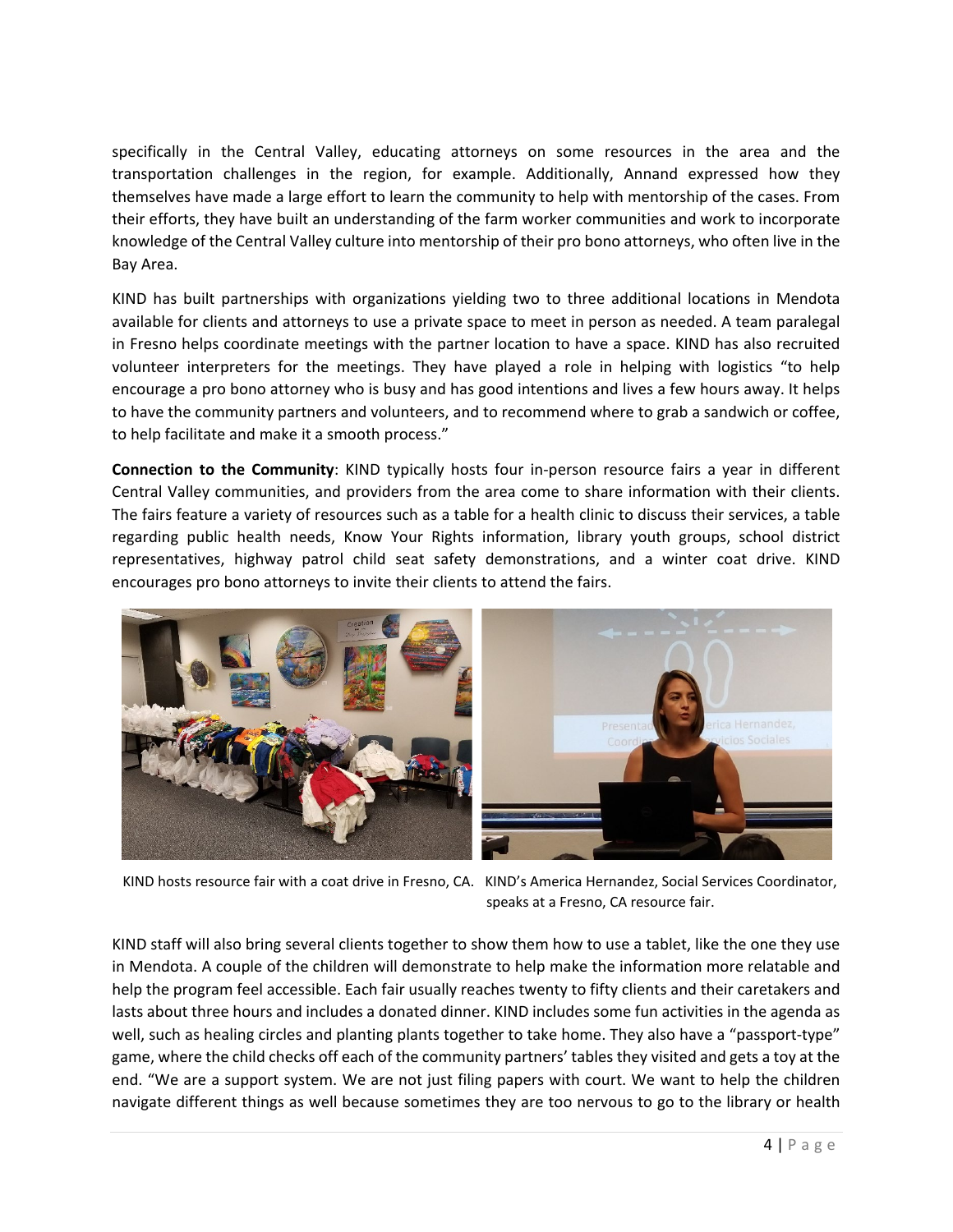specifically in the Central Valley, educating attorneys on some resources in the area and the transportation challenges in the region, for example. Additionally, Annand expressed how they themselves have made a large effort to learn the community to help with mentorship of the cases. From their efforts, they have built an understanding of the farm worker communities and work to incorporate knowledge of the Central Valley culture into mentorship of their pro bono attorneys, who often live in the Bay Area.

KIND has built partnerships with organizations yielding two to three additional locations in Mendota available for clients and attorneys to use a private space to meet in person as needed. A team paralegal in Fresno helps coordinate meetings with the partner location to have a space. KIND has also recruited volunteer interpreters for the meetings. They have played a role in helping with logistics "to help encourage a pro bono attorney who is busy and has good intentions and lives a few hours away. It helps to have the community partners and volunteers, and to recommend where to grab a sandwich or coffee, to help facilitate and make it a smooth process."

**Connection to the Community**: KIND typically hosts four in-person resource fairs a year in different Central Valley communities, and providers from the area come to share information with their clients. The fairs feature a variety of resources such as a table for a health clinic to discuss their services, a table regarding public health needs, Know Your Rights information, library youth groups, school district representatives, highway patrol child seat safety demonstrations, and a winter coat drive. KIND encourages pro bono attorneys to invite their clients to attend the fairs.

KIND hosts resource fair with a coat drive in Fresno, CA.

KIND's America Hernandez, Social Services Coordinator, speaks at a Fresno, CA resource fair.

KIND staff will also bring several clients together to show them how to use a tablet, like the one they use in Mendota. A couple of the children will demonstrate to help make the information more relatable and help the program feel accessible. Each fair usually reaches twenty to fifty clients and their caretakers and lasts about three hours and includes a donated dinner. KIND includes some fun activities in the agenda as well, such as healing circles and planting plants together to take home. They also have a "passport-type" game, where the child checks off each of the community partners' tables they visited and gets a toy at the end. "We are a support system. We are not just filing papers with court. We want to help the children navigate different things as well because sometimes they are too nervous to go to the library or health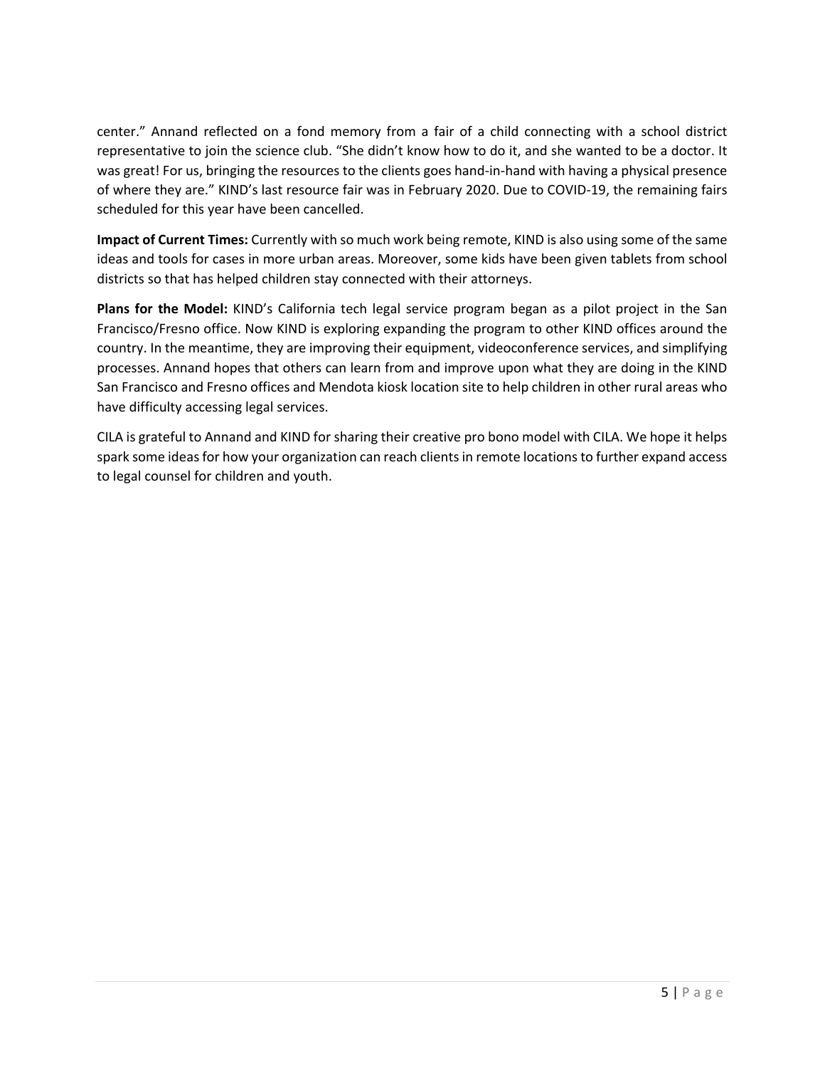center." Annand reflected on a fond memory from a fair of a child connecting with a school district representative to join the science club. "She didn't know how to do it, and she wanted to be a doctor. It was great! For us, bringing the resources to the clients goes hand-in-hand with having a physical presence of where they are." KIND's last resource fair was in February 2020. Due to COVID-19, the remaining fairs scheduled for this year have been cancelled.

**Impact of Current Times:** Currently with so much work being remote, KIND is also using some of the same ideas and tools for cases in more urban areas. Moreover, some kids have been given tablets from school districts so that has helped children stay connected with their attorneys.

**Plans for the Model:** KIND's California tech legal service program began as a pilot project in the San Francisco/Fresno office. Now KIND is exploring expanding the program to other KIND offices around the country. In the meantime, they are improving their equipment, videoconference services, and simplifying processes. Annand hopes that others can learn from and improve upon what they are doing in the KIND San Francisco and Fresno offices and Mendota kiosk location site to help children in other rural areas who have difficulty accessing legal services.

CILA is grateful to Annand and KIND for sharing their creative pro bono model with CILA. We hope it helps spark some ideas for how your organization can reach clients in remote locations to further expand access to legal counsel for children and youth.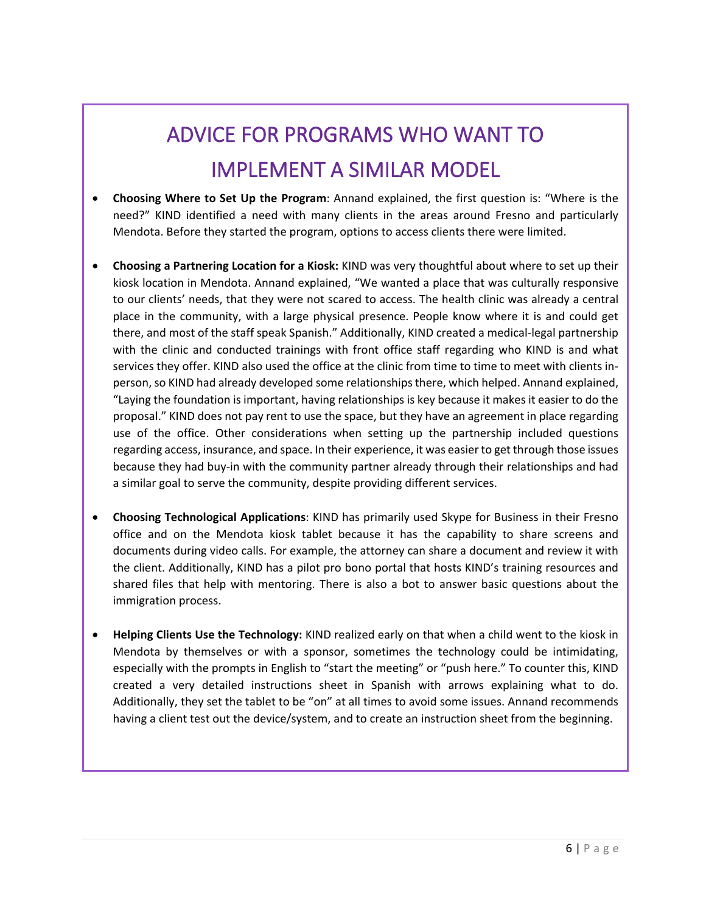# ADVICE FOR PROGRAMS WHO WANT TO IMPLEMENT A SIMILAR MODEL

- **Choosing Where to Set Up the Program**: Annand explained, the first question is: "Where is the need?" KIND identified a need with many clients in the areas around Fresno and particularly Mendota. Before they started the program, options to access clients there were limited.

- **Choosing a Partnering Location for a Kiosk:** KIND was very thoughtful about where to set up their kiosk location in Mendota. Annand explained, "We wanted a place that was culturally responsive to our clients' needs, that they were not scared to access. The health clinic was already a central place in the community, with a large physical presence. People know where it is and could get there, and most of the staff speak Spanish." Additionally, KIND created a medical-legal partnership with the clinic and conducted trainings with front office staff regarding who KIND is and what services they offer. KIND also used the office at the clinic from time to time to meet with clients in-person, so KIND had already developed some relationships there, which helped. Annand explained, "Laying the foundation is important, having relationships is key because it makes it easier to do the proposal." KIND does not pay rent to use the space, but they have an agreement in place regarding use of the office. Other considerations when setting up the partnership included questions regarding access, insurance, and space. In their experience, it was easier to get through those issues because they had buy-in with the community partner already through their relationships and had a similar goal to serve the community, despite providing different services.

- **Choosing Technological Applications**: KIND has primarily used Skype for Business in their Fresno office and on the Mendota kiosk tablet because it has the capability to share screens and documents during video calls. For example, the attorney can share a document and review it with the client. Additionally, KIND has a pilot pro bono portal that hosts KIND's training resources and shared files that help with mentoring. There is also a bot to answer basic questions about the immigration process.

- **Helping Clients Use the Technology:** KIND realized early on that when a child went to the kiosk in Mendota by themselves or with a sponsor, sometimes the technology could be intimidating, especially with the prompts in English to "start the meeting" or "push here." To counter this, KIND created a very detailed instructions sheet in Spanish with arrows explaining what to do. Additionally, they set the tablet to be "on" at all times to avoid some issues. Annand recommends having a client test out the device/system, and to create an instruction sheet from the beginning.